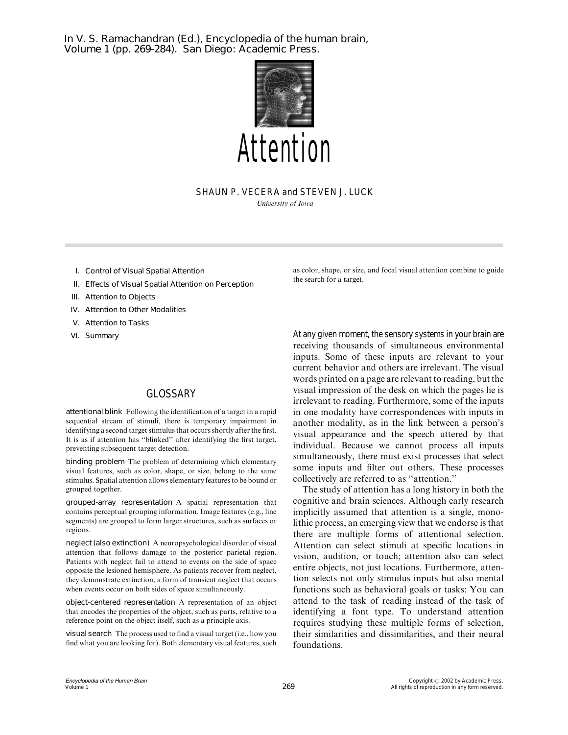In V. S. Ramachandran (Ed.), Encyclopedia of the human brain, Volume 1 (pp. 269-284). San Diego: Academic Press.

# Attention

SHAUN P. VECERA and STEVEN J. LUCK

*University of Iowa*

I. Control of Visual Spatial Attention
II. Effects of Visual Spatial Attention on Perception
III. Attention to Objects
IV. Attention to Other Modalities
V. Attention to Tasks
VI. Summary

## GLOSSARY

**attentional blink** Following the identification of a target in a rapid sequential stream of stimuli, there is temporary impairment in identifying a second target stimulus that occurs shortly after the first. It is as if attention has "blinked" after identifying the first target, preventing subsequent target detection.

**binding problem** The problem of determining which elementary visual features, such as color, shape, or size, belong to the same stimulus. Spatial attention allows elementary features to be bound or grouped together.

**grouped-array representation** A spatial representation that contains perceptual grouping information. Image features (e.g., line segments) are grouped to form larger structures, such as surfaces or regions.

**neglect (also extinction)** A neuropsychological disorder of visual attention that follows damage to the posterior parietal region. Patients with neglect fail to attend to events on the side of space opposite the lesioned hemisphere. As patients recover from neglect, they demonstrate extinction, a form of transient neglect that occurs when events occur on both sides of space simultaneously.

**object-centered representation** A representation of an object that encodes the properties of the object, such as parts, relative to a reference point on the object itself, such as a principle axis.

**visual search** The process used to find a visual target (i.e., how you find what you are looking for). Both elementary visual features, such as color, shape, or size, and focal visual attention combine to guide the search for a target.

At any given moment, the sensory systems in your brain are receiving thousands of simultaneous environmental inputs. Some of these inputs are relevant to your current behavior and others are irrelevant. The visual words printed on a page are relevant to reading, but the visual impression of the desk on which the pages lie is irrelevant to reading. Furthermore, some of the inputs in one modality have correspondences with inputs in another modality, as in the link between a person's visual appearance and the speech uttered by that individual. Because we cannot process all inputs simultaneously, there must exist processes that select some inputs and filter out others. These processes collectively are referred to as "attention."

The study of attention has a long history in both the cognitive and brain sciences. Although early research implicitly assumed that attention is a single, monolithic process, an emerging view that we endorse is that there are multiple forms of attentional selection. Attention can select stimuli at specific locations in vision, audition, or touch; attention also can select entire objects, not just locations. Furthermore, attention selects not only stimulus inputs but also mental functions such as behavioral goals or tasks: You can attend to the task of reading instead of the task of identifying a font type. To understand attention requires studying these multiple forms of selection, their similarities and dissimilarities, and their neural foundations.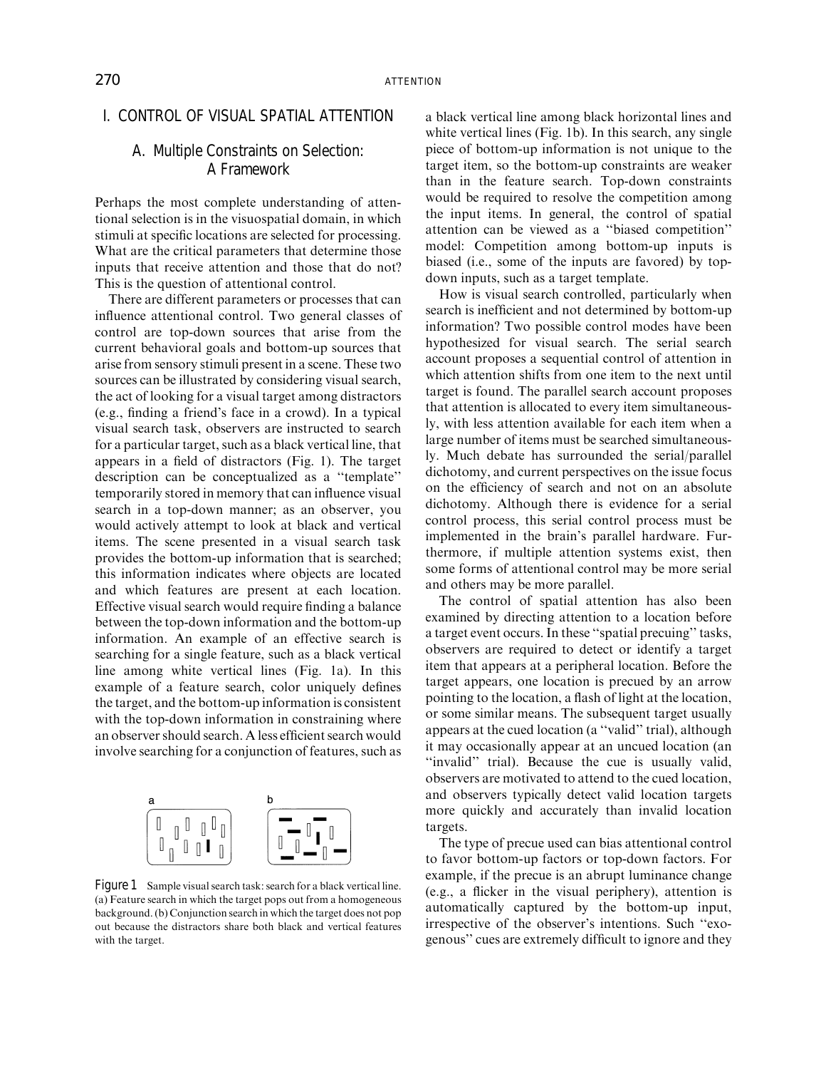## I. CONTROL OF VISUAL SPATIAL ATTENTION

### A. Multiple Constraints on Selection: A Framework

Perhaps the most complete understanding of attentional selection is in the visuospatial domain, in which stimuli at specific locations are selected for processing. What are the critical parameters that determine those inputs that receive attention and those that do not? This is the question of attentional control.

There are different parameters or processes that can influence attentional control. Two general classes of control are top-down sources that arise from the current behavioral goals and bottom-up sources that arise from sensory stimuli present in a scene. These two sources can be illustrated by considering visual search, the act of looking for a visual target among distractors (e.g., finding a friend's face in a crowd). In a typical visual search task, observers are instructed to search for a particular target, such as a black vertical line, that appears in a field of distractors (Fig. 1). The target description can be conceptualized as a ''template'' temporarily stored in memory that can influence visual search in a top-down manner; as an observer, you would actively attempt to look at black and vertical items. The scene presented in a visual search task provides the bottom-up information that is searched; this information indicates where objects are located and which features are present at each location. Effective visual search would require finding a balance between the top-down information and the bottom-up information. An example of an effective search is searching for a single feature, such as a black vertical line among white vertical lines (Fig. 1a). In this example of a feature search, color uniquely defines the target, and the bottom-up information is consistent with the top-down information in constraining where an observer should search. A less efficient search would involve searching for a conjunction of features, such as a black vertical line among black horizontal lines and white vertical lines (Fig. 1b). In this search, any single piece of bottom-up information is not unique to the target item, so the bottom-up constraints are weaker than in the feature search. Top-down constraints would be required to resolve the competition among the input items. In general, the control of spatial attention can be viewed as a ''biased competition'' model: Competition among bottom-up inputs is biased (i.e., some of the inputs are favored) by top-down inputs, such as a target template.

a

b

Figure 1 Sample visual search task: search for a black vertical line. (a) Feature search in which the target pops out from a homogeneous background. (b) Conjunction search in which the target does not pop out because the distractors share both black and vertical features with the target.

How is visual search controlled, particularly when search is inefficient and not determined by bottom-up information? Two possible control modes have been hypothesized for visual search. The serial search account proposes a sequential control of attention in which attention shifts from one item to the next until target is found. The parallel search account proposes that attention is allocated to every item simultaneously, with less attention available for each item when a large number of items must be searched simultaneously. Much debate has surrounded the serial/parallel dichotomy, and current perspectives on the issue focus on the efficiency of search and not on an absolute dichotomy. Although there is evidence for a serial control process, this serial control process must be implemented in the brain's parallel hardware. Furthermore, if multiple attention systems exist, then some forms of attentional control may be more serial and others may be more parallel.

The control of spatial attention has also been examined by directing attention to a location before a target event occurs. In these ''spatial precuing'' tasks, observers are required to detect or identify a target item that appears at a peripheral location. Before the target appears, one location is precued by an arrow pointing to the location, a flash of light at the location, or some similar means. The subsequent target usually appears at the cued location (a ''valid'' trial), although it may occasionally appear at an uncued location (an ''invalid'' trial). Because the cue is usually valid, observers are motivated to attend to the cued location, and observers typically detect valid location targets more quickly and accurately than invalid location targets.

The type of precue used can bias attentional control to favor bottom-up factors or top-down factors. For example, if the precue is an abrupt luminance change (e.g., a flicker in the visual periphery), attention is automatically captured by the bottom-up input, irrespective of the observer's intentions. Such ''exogenous'' cues are extremely difficult to ignore and they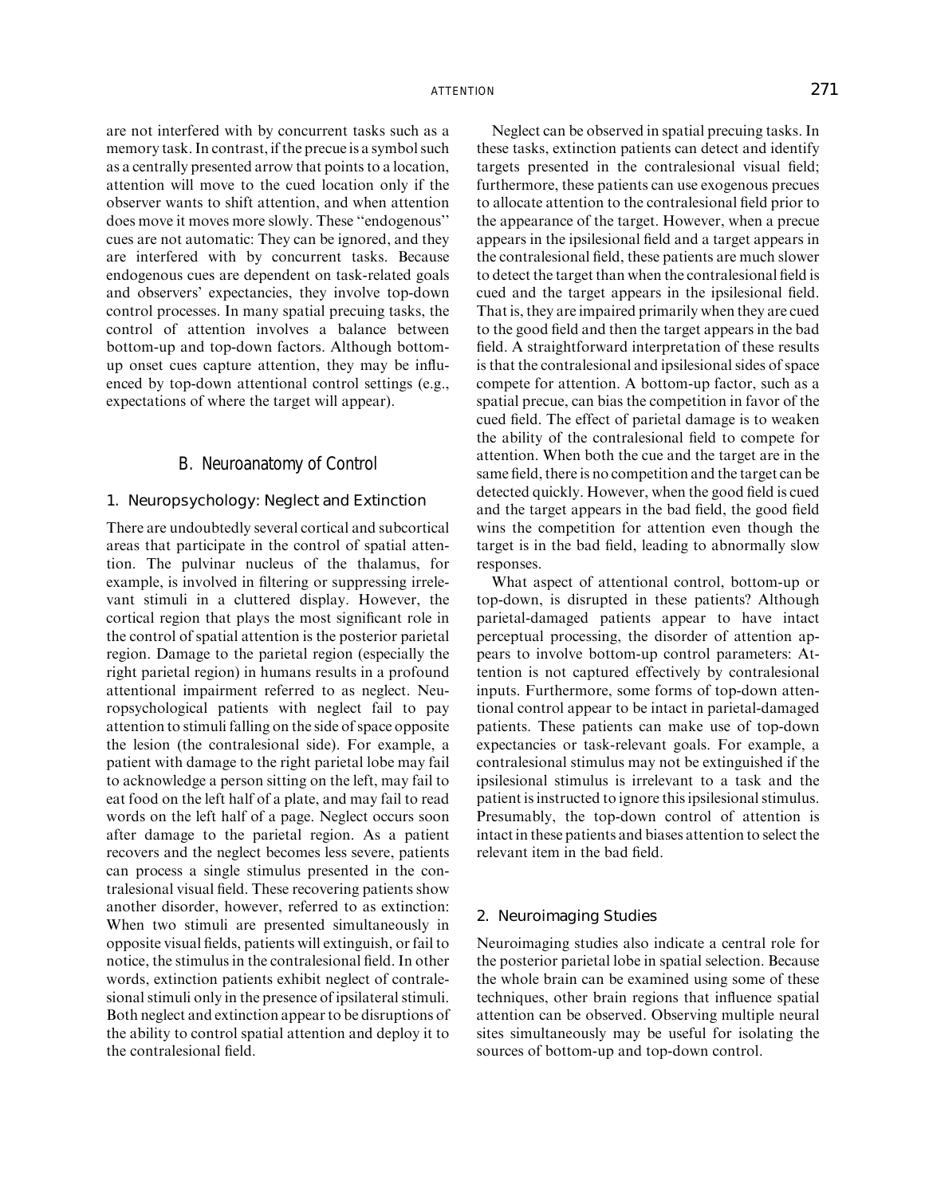are not interfered with by concurrent tasks such as a memory task. In contrast, if the precue is a symbol such as a centrally presented arrow that points to a location, attention will move to the cued location only if the observer wants to shift attention, and when attention does move it moves more slowly. These "endogenous" cues are not automatic: They can be ignored, and they are interfered with by concurrent tasks. Because endogenous cues are dependent on task-related goals and observers' expectancies, they involve top-down control processes. In many spatial precuing tasks, the control of attention involves a balance between bottom-up and top-down factors. Although bottom-up onset cues capture attention, they may be influenced by top-down attentional control settings (e.g., expectations of where the target will appear).

## B. Neuroanatomy of Control

### 1. Neuropsychology: Neglect and Extinction

There are undoubtedly several cortical and subcortical areas that participate in the control of spatial attention. The pulvinar nucleus of the thalamus, for example, is involved in filtering or suppressing irrelevant stimuli in a cluttered display. However, the cortical region that plays the most significant role in the control of spatial attention is the posterior parietal region. Damage to the parietal region (especially the right parietal region) in humans results in a profound attentional impairment referred to as neglect. Neuropsychological patients with neglect fail to pay attention to stimuli falling on the side of space opposite the lesion (the contralesional side). For example, a patient with damage to the right parietal lobe may fail to acknowledge a person sitting on the left, may fail to eat food on the left half of a plate, and may fail to read words on the left half of a page. Neglect occurs soon after damage to the parietal region. As a patient recovers and the neglect becomes less severe, patients can process a single stimulus presented in the contralesional visual field. These recovering patients show another disorder, however, referred to as extinction: When two stimuli are presented simultaneously in opposite visual fields, patients will extinguish, or fail to notice, the stimulus in the contralesional field. In other words, extinction patients exhibit neglect of contralesional stimuli only in the presence of ipsilateral stimuli. Both neglect and extinction appear to be disruptions of the ability to control spatial attention and deploy it to the contralesional field.

Neglect can be observed in spatial precuing tasks. In these tasks, extinction patients can detect and identify targets presented in the contralesional visual field; furthermore, these patients can use exogenous precues to allocate attention to the contralesional field prior to the appearance of the target. However, when a precue appears in the ipsilesional field and a target appears in the contralesional field, these patients are much slower to detect the target than when the contralesional field is cued and the target appears in the ipsilesional field. That is, they are impaired primarily when they are cued to the good field and then the target appears in the bad field. A straightforward interpretation of these results is that the contralesional and ipsilesional sides of space compete for attention. A bottom-up factor, such as a spatial precue, can bias the competition in favor of the cued field. The effect of parietal damage is to weaken the ability of the contralesional field to compete for attention. When both the cue and the target are in the same field, there is no competition and the target can be detected quickly. However, when the good field is cued and the target appears in the bad field, the good field wins the competition for attention even though the target is in the bad field, leading to abnormally slow responses.

What aspect of attentional control, bottom-up or top-down, is disrupted in these patients? Although parietal-damaged patients appear to have intact perceptual processing, the disorder of attention appears to involve bottom-up control parameters: Attention is not captured effectively by contralesional inputs. Furthermore, some forms of top-down attentional control appear to be intact in parietal-damaged patients. These patients can make use of top-down expectancies or task-relevant goals. For example, a contralesional stimulus may not be extinguished if the ipsilesional stimulus is irrelevant to a task and the patient is instructed to ignore this ipsilesional stimulus. Presumably, the top-down control of attention is intact in these patients and biases attention to select the relevant item in the bad field.

### 2. Neuroimaging Studies

Neuroimaging studies also indicate a central role for the posterior parietal lobe in spatial selection. Because the whole brain can be examined using some of these techniques, other brain regions that influence spatial attention can be observed. Observing multiple neural sites simultaneously may be useful for isolating the sources of bottom-up and top-down control.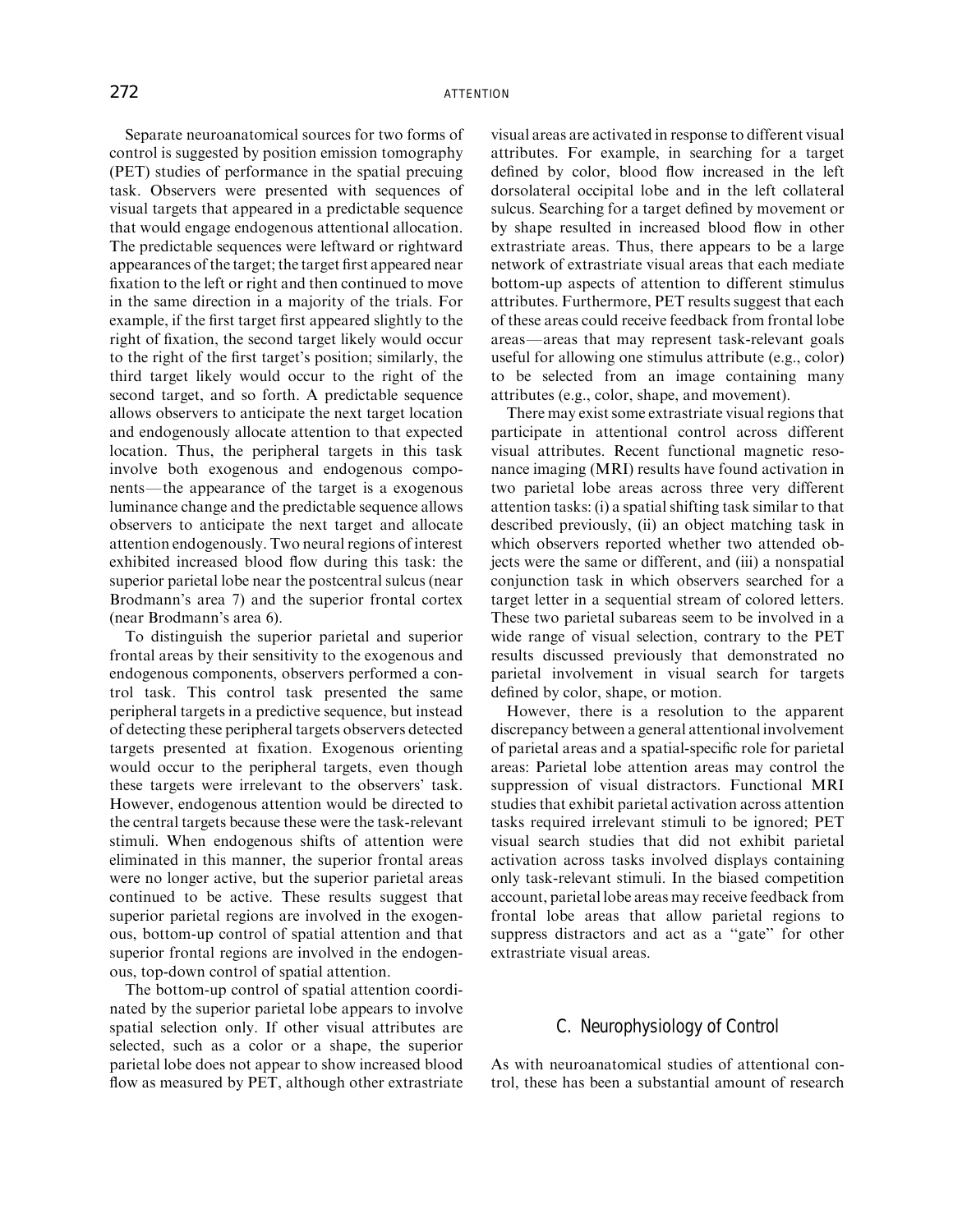Separate neuroanatomical sources for two forms of control is suggested by position emission tomography (PET) studies of performance in the spatial precuing task. Observers were presented with sequences of visual targets that appeared in a predictable sequence that would engage endogenous attentional allocation. The predictable sequences were leftward or rightward appearances of the target; the target first appeared near fixation to the left or right and then continued to move in the same direction in a majority of the trials. For example, if the first target first appeared slightly to the right of fixation, the second target likely would occur to the right of the first target's position; similarly, the third target likely would occur to the right of the second target, and so forth. A predictable sequence allows observers to anticipate the next target location and endogenously allocate attention to that expected location. Thus, the peripheral targets in this task involve both exogenous and endogenous components—the appearance of the target is a exogenous luminance change and the predictable sequence allows observers to anticipate the next target and allocate attention endogenously. Two neural regions of interest exhibited increased blood flow during this task: the superior parietal lobe near the postcentral sulcus (near Brodmann's area 7) and the superior frontal cortex (near Brodmann's area 6).

To distinguish the superior parietal and superior frontal areas by their sensitivity to the exogenous and endogenous components, observers performed a control task. This control task presented the same peripheral targets in a predictive sequence, but instead of detecting these peripheral targets observers detected targets presented at fixation. Exogenous orienting would occur to the peripheral targets, even though these targets were irrelevant to the observers' task. However, endogenous attention would be directed to the central targets because these were the task-relevant stimuli. When endogenous shifts of attention were eliminated in this manner, the superior frontal areas were no longer active, but the superior parietal areas continued to be active. These results suggest that superior parietal regions are involved in the exogenous, bottom-up control of spatial attention and that superior frontal regions are involved in the endogenous, top-down control of spatial attention.

The bottom-up control of spatial attention coordinated by the superior parietal lobe appears to involve spatial selection only. If other visual attributes are selected, such as a color or a shape, the superior parietal lobe does not appear to show increased blood flow as measured by PET, although other extrastriate visual areas are activated in response to different visual attributes. For example, in searching for a target defined by color, blood flow increased in the left dorsolateral occipital lobe and in the left collateral sulcus. Searching for a target defined by movement or by shape resulted in increased blood flow in other extrastriate areas. Thus, there appears to be a large network of extrastriate visual areas that each mediate bottom-up aspects of attention to different stimulus attributes. Furthermore, PET results suggest that each of these areas could receive feedback from frontal lobe areas—areas that may represent task-relevant goals useful for allowing one stimulus attribute (e.g., color) to be selected from an image containing many attributes (e.g., color, shape, and movement).

There may exist some extrastriate visual regions that participate in attentional control across different visual attributes. Recent functional magnetic resonance imaging (MRI) results have found activation in two parietal lobe areas across three very different attention tasks: (i) a spatial shifting task similar to that described previously, (ii) an object matching task in which observers reported whether two attended objects were the same or different, and (iii) a nonspatial conjunction task in which observers searched for a target letter in a sequential stream of colored letters. These two parietal subareas seem to be involved in a wide range of visual selection, contrary to the PET results discussed previously that demonstrated no parietal involvement in visual search for targets defined by color, shape, or motion.

However, there is a resolution to the apparent discrepancy between a general attentional involvement of parietal areas and a spatial-specific role for parietal areas: Parietal lobe attention areas may control the suppression of visual distractors. Functional MRI studies that exhibit parietal activation across attention tasks required irrelevant stimuli to be ignored; PET visual search studies that did not exhibit parietal activation across tasks involved displays containing only task-relevant stimuli. In the biased competition account, parietal lobe areas may receive feedback from frontal lobe areas that allow parietal regions to suppress distractors and act as a "gate" for other extrastriate visual areas.

## C. Neurophysiology of Control

As with neuroanatomical studies of attentional control, these has been a substantial amount of research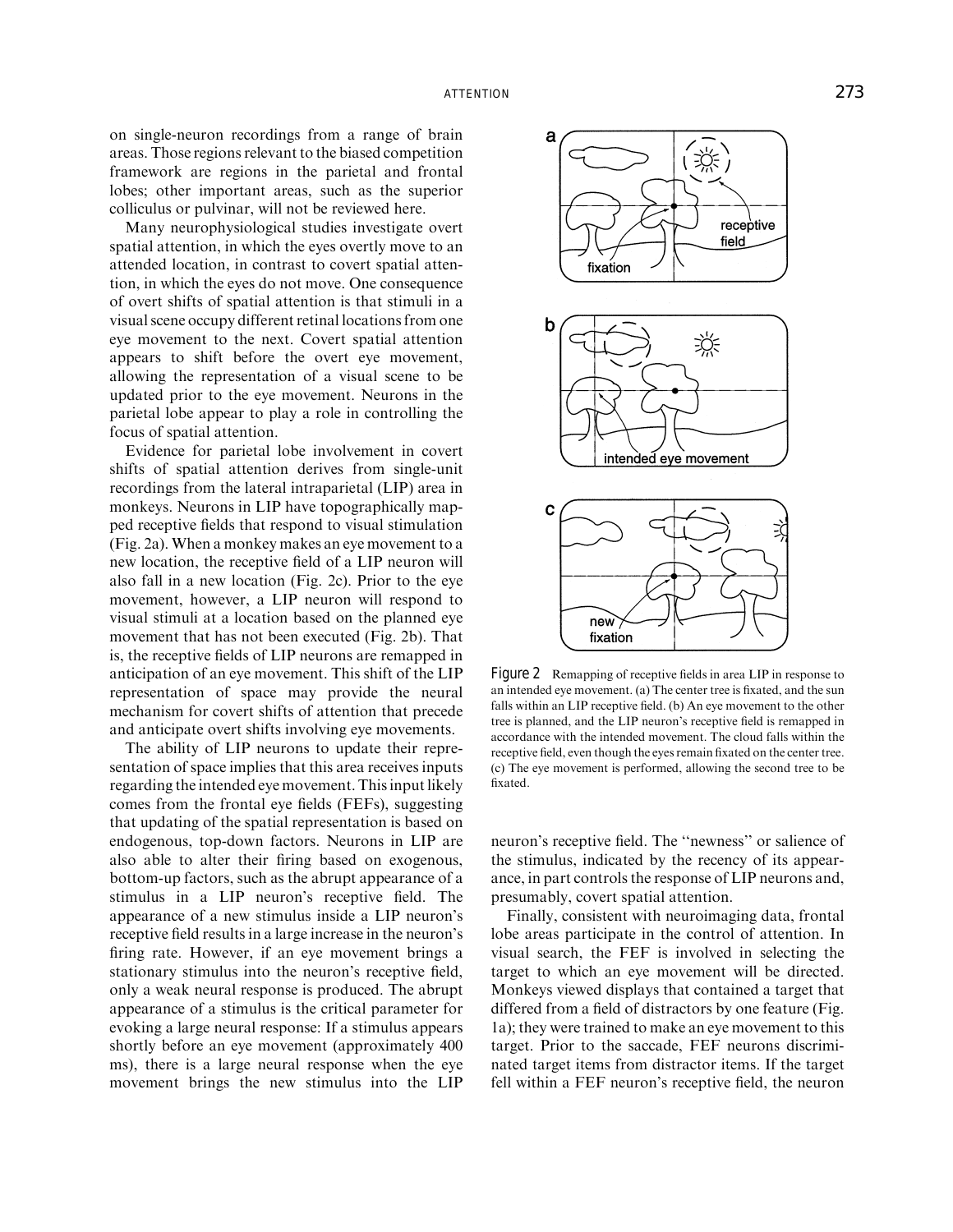on single-neuron recordings from a range of brain areas. Those regions relevant to the biased competition framework are regions in the parietal and frontal lobes; other important areas, such as the superior colliculus or pulvinar, will not be reviewed here.

Many neurophysiological studies investigate overt spatial attention, in which the eyes overtly move to an attended location, in contrast to covert spatial attention, in which the eyes do not move. One consequence of overt shifts of spatial attention is that stimuli in a visual scene occupy different retinal locations from one eye movement to the next. Covert spatial attention appears to shift before the overt eye movement, allowing the representation of a visual scene to be updated prior to the eye movement. Neurons in the parietal lobe appear to play a role in controlling the focus of spatial attention.

Evidence for parietal lobe involvement in covert shifts of spatial attention derives from single-unit recordings from the lateral intraparietal (LIP) area in monkeys. Neurons in LIP have topographically mapped receptive fields that respond to visual stimulation (Fig. 2a). When a monkey makes an eye movement to a new location, the receptive field of a LIP neuron will also fall in a new location (Fig. 2c). Prior to the eye movement, however, a LIP neuron will respond to visual stimuli at a location based on the planned eye movement that has not been executed (Fig. 2b). That is, the receptive fields of LIP neurons are remapped in anticipation of an eye movement. This shift of the LIP representation of space may provide the neural mechanism for covert shifts of attention that precede and anticipate overt shifts involving eye movements.

The ability of LIP neurons to update their representation of space implies that this area receives inputs regarding the intended eye movement. This input likely comes from the frontal eye fields (FEFs), suggesting that updating of the spatial representation is based on endogenous, top-down factors. Neurons in LIP are also able to alter their firing based on exogenous, bottom-up factors, such as the abrupt appearance of a stimulus in a LIP neuron's receptive field. The appearance of a new stimulus inside a LIP neuron's receptive field results in a large increase in the neuron's firing rate. However, if an eye movement brings a stationary stimulus into the neuron's receptive field, only a weak neural response is produced. The abrupt appearance of a stimulus is the critical parameter for evoking a large neural response: If a stimulus appears shortly before an eye movement (approximately 400 ms), there is a large neural response when the eye movement brings the new stimulus into the LIP neuron's receptive field. The "newness" or salience of the stimulus, indicated by the recency of its appearance, in part controls the response of LIP neurons and, presumably, covert spatial attention.

a

receptive field

fixation

b

intended eye movement

c

new fixation

Figure 2 Remapping of receptive fields in area LIP in response to an intended eye movement. (a) The center tree is fixated, and the sun falls within an LIP receptive field. (b) An eye movement to the other tree is planned, and the LIP neuron's receptive field is remapped in accordance with the intended movement. The cloud falls within the receptive field, even though the eyes remain fixated on the center tree. (c) The eye movement is performed, allowing the second tree to be fixated.

Finally, consistent with neuroimaging data, frontal lobe areas participate in the control of attention. In visual search, the FEF is involved in selecting the target to which an eye movement will be directed. Monkeys viewed displays that contained a target that differed from a field of distractors by one feature (Fig. 1a); they were trained to make an eye movement to this target. Prior to the saccade, FEF neurons discriminated target items from distractor items. If the target fell within a FEF neuron's receptive field, the neuron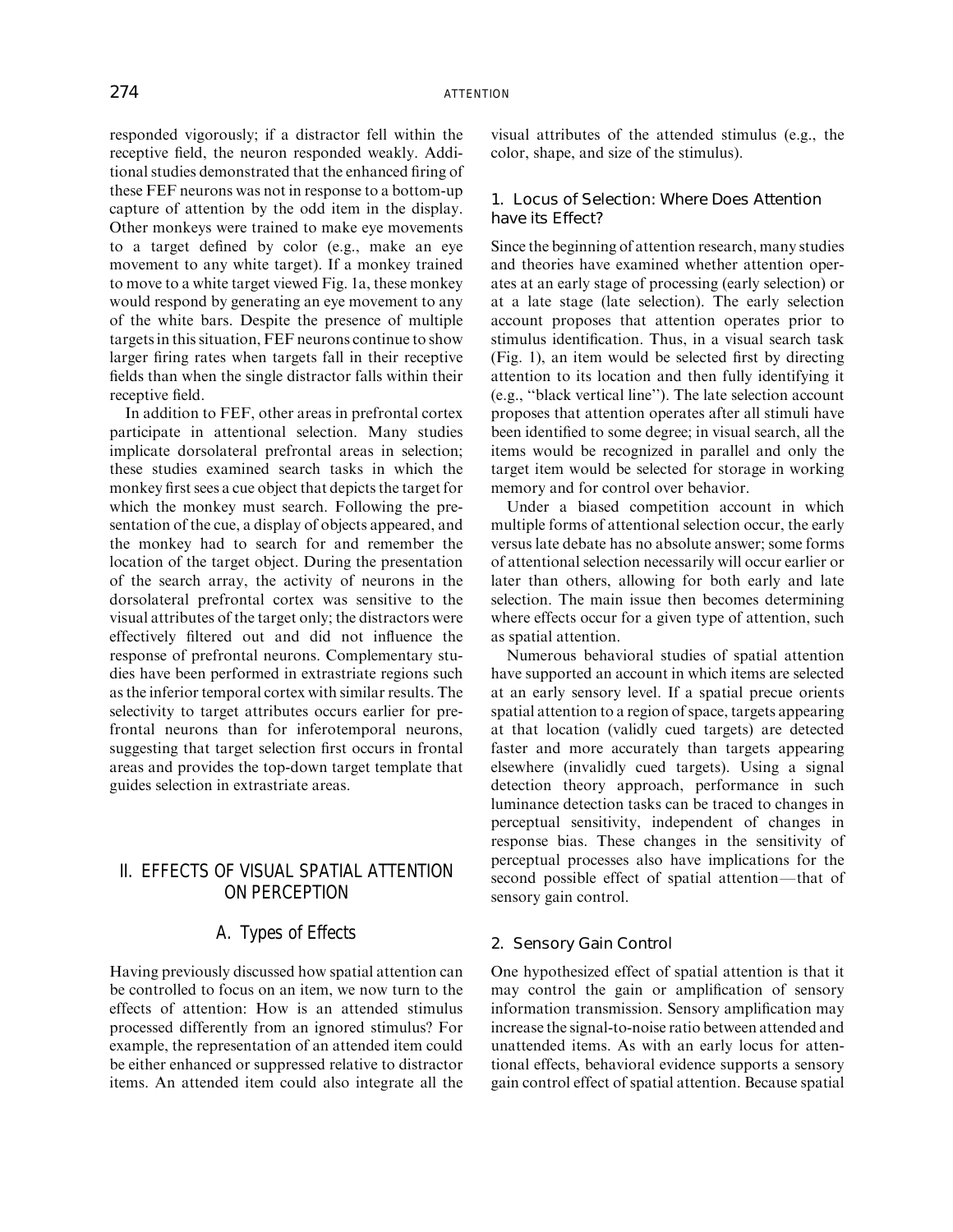responded vigorously; if a distractor fell within the receptive field, the neuron responded weakly. Additional studies demonstrated that the enhanced firing of these FEF neurons was not in response to a bottom-up capture of attention by the odd item in the display. Other monkeys were trained to make eye movements to a target defined by color (e.g., make an eye movement to any white target). If a monkey trained to move to a white target viewed Fig. 1a, these monkey would respond by generating an eye movement to any of the white bars. Despite the presence of multiple targets in this situation, FEF neurons continue to show larger firing rates when targets fall in their receptive fields than when the single distractor falls within their receptive field.

In addition to FEF, other areas in prefrontal cortex participate in attentional selection. Many studies implicate dorsolateral prefrontal areas in selection; these studies examined search tasks in which the monkey first sees a cue object that depicts the target for which the monkey must search. Following the presentation of the cue, a display of objects appeared, and the monkey had to search for and remember the location of the target object. During the presentation of the search array, the activity of neurons in the dorsolateral prefrontal cortex was sensitive to the visual attributes of the target only; the distractors were effectively filtered out and did not influence the response of prefrontal neurons. Complementary studies have been performed in extrastriate regions such as the inferior temporal cortex with similar results. The selectivity to target attributes occurs earlier for prefrontal neurons than for inferotemporal neurons, suggesting that target selection first occurs in frontal areas and provides the top-down target template that guides selection in extrastriate areas.

## II. EFFECTS OF VISUAL SPATIAL ATTENTION ON PERCEPTION

### A. Types of Effects

Having previously discussed how spatial attention can be controlled to focus on an item, we now turn to the effects of attention: How is an attended stimulus processed differently from an ignored stimulus? For example, the representation of an attended item could be either enhanced or suppressed relative to distractor items. An attended item could also integrate all the visual attributes of the attended stimulus (e.g., the color, shape, and size of the stimulus).

#### 1. Locus of Selection: Where Does Attention have its Effect?

Since the beginning of attention research, many studies and theories have examined whether attention operates at an early stage of processing (early selection) or at a late stage (late selection). The early selection account proposes that attention operates prior to stimulus identification. Thus, in a visual search task (Fig. 1), an item would be selected first by directing attention to its location and then fully identifying it (e.g., "black vertical line"). The late selection account proposes that attention operates after all stimuli have been identified to some degree; in visual search, all the items would be recognized in parallel and only the target item would be selected for storage in working memory and for control over behavior.

Under a biased competition account in which multiple forms of attentional selection occur, the early versus late debate has no absolute answer; some forms of attentional selection necessarily will occur earlier or later than others, allowing for both early and late selection. The main issue then becomes determining where effects occur for a given type of attention, such as spatial attention.

Numerous behavioral studies of spatial attention have supported an account in which items are selected at an early sensory level. If a spatial precue orients spatial attention to a region of space, targets appearing at that location (validly cued targets) are detected faster and more accurately than targets appearing elsewhere (invalidly cued targets). Using a signal detection theory approach, performance in such luminance detection tasks can be traced to changes in perceptual sensitivity, independent of changes in response bias. These changes in the sensitivity of perceptual processes also have implications for the second possible effect of spatial attention—that of sensory gain control.

#### 2. Sensory Gain Control

One hypothesized effect of spatial attention is that it may control the gain or amplification of sensory information transmission. Sensory amplification may increase the signal-to-noise ratio between attended and unattended items. As with an early locus for attentional effects, behavioral evidence supports a sensory gain control effect of spatial attention. Because spatial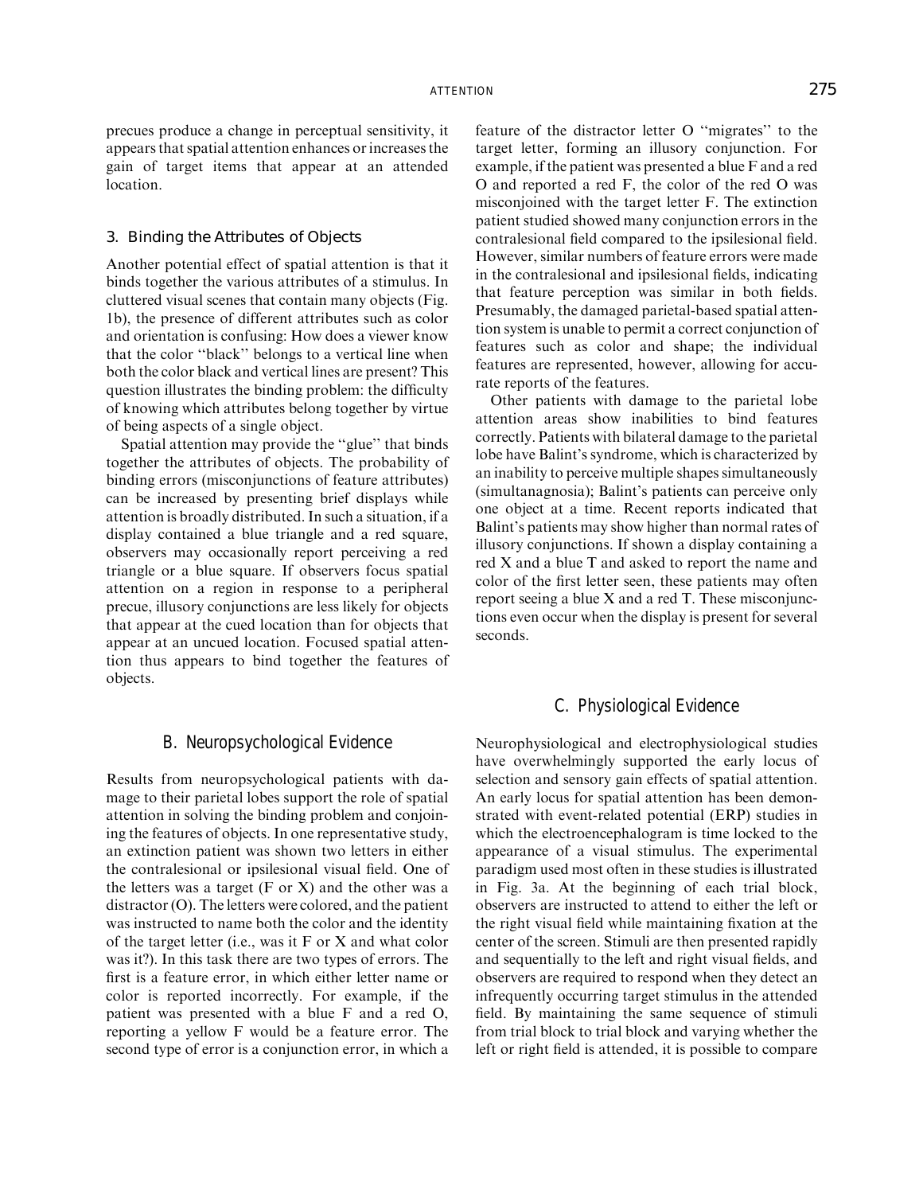precues produce a change in perceptual sensitivity, it appears that spatial attention enhances or increases the gain of target items that appear at an attended location.

### 3. Binding the Attributes of Objects

Another potential effect of spatial attention is that it binds together the various attributes of a stimulus. In cluttered visual scenes that contain many objects (Fig. 1b), the presence of different attributes such as color and orientation is confusing: How does a viewer know that the color ''black'' belongs to a vertical line when both the color black and vertical lines are present? This question illustrates the binding problem: the difficulty of knowing which attributes belong together by virtue of being aspects of a single object.

Spatial attention may provide the ''glue'' that binds together the attributes of objects. The probability of binding errors (misconjunctions of feature attributes) can be increased by presenting brief displays while attention is broadly distributed. In such a situation, if a display contained a blue triangle and a red square, observers may occasionally report perceiving a red triangle or a blue square. If observers focus spatial attention on a region in response to a peripheral precue, illusory conjunctions are less likely for objects that appear at the cued location than for objects that appear at an uncued location. Focused spatial attention thus appears to bind together the features of objects.

## B. Neuropsychological Evidence

Results from neuropsychological patients with damage to their parietal lobes support the role of spatial attention in solving the binding problem and conjoining the features of objects. In one representative study, an extinction patient was shown two letters in either the contralesional or ipsilesional visual field. One of the letters was a target (F or X) and the other was a distractor (O). The letters were colored, and the patient was instructed to name both the color and the identity of the target letter (i.e., was it F or X and what color was it?). In this task there are two types of errors. The first is a feature error, in which either letter name or color is reported incorrectly. For example, if the patient was presented with a blue F and a red O, reporting a yellow F would be a feature error. The second type of error is a conjunction error, in which a feature of the distractor letter O ''migrates'' to the target letter, forming an illusory conjunction. For example, if the patient was presented a blue F and a red O and reported a red F, the color of the red O was misconjoined with the target letter F. The extinction patient studied showed many conjunction errors in the contralesional field compared to the ipsilesional field. However, similar numbers of feature errors were made in the contralesional and ipsilesional fields, indicating that feature perception was similar in both fields. Presumably, the damaged parietal-based spatial attention system is unable to permit a correct conjunction of features such as color and shape; the individual features are represented, however, allowing for accurate reports of the features.

Other patients with damage to the parietal lobe attention areas show inabilities to bind features correctly. Patients with bilateral damage to the parietal lobe have Balint's syndrome, which is characterized by an inability to perceive multiple shapes simultaneously (simultanagnosia); Balint's patients can perceive only one object at a time. Recent reports indicated that Balint's patients may show higher than normal rates of illusory conjunctions. If shown a display containing a red X and a blue T and asked to report the name and color of the first letter seen, these patients may often report seeing a blue X and a red T. These misconjunctions even occur when the display is present for several seconds.

## C. Physiological Evidence

Neurophysiological and electrophysiological studies have overwhelmingly supported the early locus of selection and sensory gain effects of spatial attention. An early locus for spatial attention has been demonstrated with event-related potential (ERP) studies in which the electroencephalogram is time locked to the appearance of a visual stimulus. The experimental paradigm used most often in these studies is illustrated in Fig. 3a. At the beginning of each trial block, observers are instructed to attend to either the left or the right visual field while maintaining fixation at the center of the screen. Stimuli are then presented rapidly and sequentially to the left and right visual fields, and observers are required to respond when they detect an infrequently occurring target stimulus in the attended field. By maintaining the same sequence of stimuli from trial block to trial block and varying whether the left or right field is attended, it is possible to compare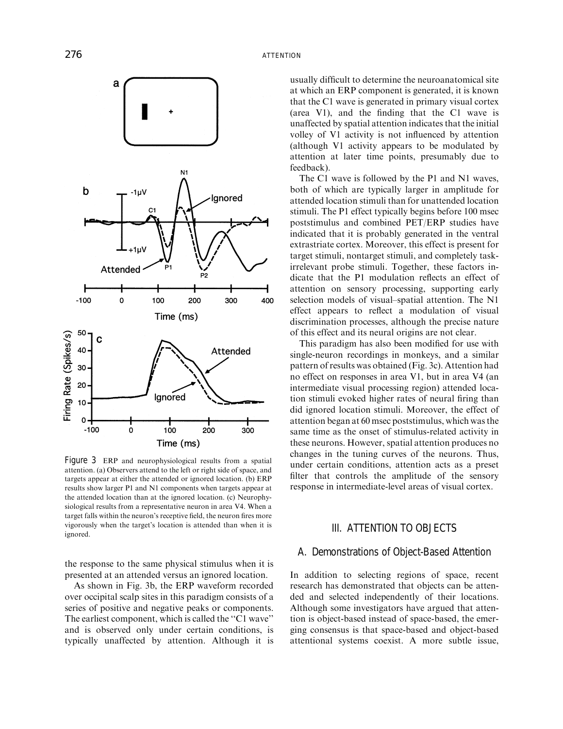Figure 3 ERP and neurophysiological results from a spatial attention. (a) Observers attend to the left or right side of space, and targets appear at either the attended or ignored location. (b) ERP results show larger P1 and N1 components when targets appear at the attended location than at the ignored location. (c) Neurophysiological results from a representative neuron in area V4. When a target falls within the neuron's receptive field, the neuron fires more vigorously when the target's location is attended than when it is ignored.

the response to the same physical stimulus when it is presented at an attended versus an ignored location.

As shown in Fig. 3b, the ERP waveform recorded over occipital scalp sites in this paradigm consists of a series of positive and negative peaks or components. The earliest component, which is called the "C1 wave" and is observed only under certain conditions, is typically unaffected by attention. Although it is usually difficult to determine the neuroanatomical site at which an ERP component is generated, it is known that the C1 wave is generated in primary visual cortex (area V1), and the finding that the C1 wave is unaffected by spatial attention indicates that the initial volley of V1 activity is not influenced by attention (although V1 activity appears to be modulated by attention at later time points, presumably due to feedback).

The C1 wave is followed by the P1 and N1 waves, both of which are typically larger in amplitude for attended location stimuli than for unattended location stimuli. The P1 effect typically begins before 100 msec poststimulus and combined PET/ERP studies have indicated that it is probably generated in the ventral extrastriate cortex. Moreover, this effect is present for target stimuli, nontarget stimuli, and completely task-irrelevant probe stimuli. Together, these factors indicate that the P1 modulation reflects an effect of attention on sensory processing, supporting early selection models of visual–spatial attention. The N1 effect appears to reflect a modulation of visual discrimination processes, although the precise nature of this effect and its neural origins are not clear.

This paradigm has also been modified for use with single-neuron recordings in monkeys, and a similar pattern of results was obtained (Fig. 3c). Attention had no effect on responses in area V1, but in area V4 (an intermediate visual processing region) attended location stimuli evoked higher rates of neural firing than did ignored location stimuli. Moreover, the effect of attention began at 60 msec poststimulus, which was the same time as the onset of stimulus-related activity in these neurons. However, spatial attention produces no changes in the tuning curves of the neurons. Thus, under certain conditions, attention acts as a preset filter that controls the amplitude of the sensory response in intermediate-level areas of visual cortex.

## III. ATTENTION TO OBJECTS

### A. Demonstrations of Object-Based Attention

In addition to selecting regions of space, recent research has demonstrated that objects can be attended and selected independently of their locations. Although some investigators have argued that attention is object-based instead of space-based, the emerging consensus is that space-based and object-based attentional systems coexist. A more subtle issue,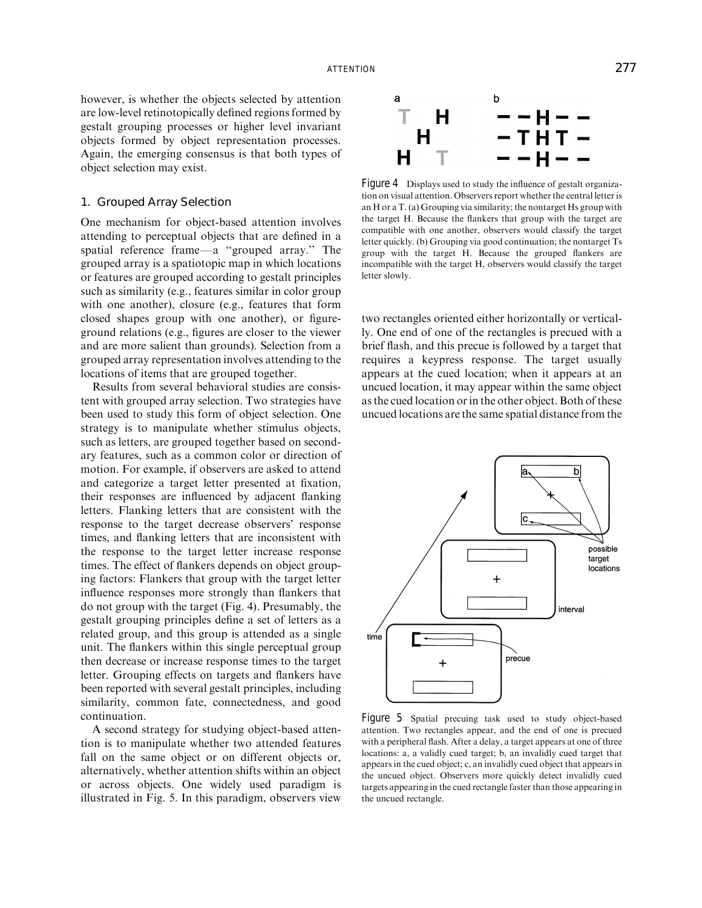however, is whether the objects selected by attention are low-level retinotopically defined regions formed by gestalt grouping processes or higher level invariant objects formed by object representation processes. Again, the emerging consensus is that both types of object selection may exist.

### 1. Grouped Array Selection

One mechanism for object-based attention involves attending to perceptual objects that are defined in a spatial reference frame—a "grouped array." The grouped array is a spatiotopic map in which locations or features are grouped according to gestalt principles such as similarity (e.g., features similar in color group with one another), closure (e.g., features that form closed shapes group with one another), or figure-ground relations (e.g., figures are closer to the viewer and are more salient than grounds). Selection from a grouped array representation involves attending to the locations of items that are grouped together.

Results from several behavioral studies are consistent with grouped array selection. Two strategies have been used to study this form of object selection. One strategy is to manipulate whether stimulus objects, such as letters, are grouped together based on secondary features, such as a common color or direction of motion. For example, if observers are asked to attend and categorize a target letter presented at fixation, their responses are influenced by adjacent flanking letters. Flanking letters that are consistent with the response to the target decrease observers' response times, and flanking letters that are inconsistent with the response to the target letter increase response times. The effect of flankers depends on object grouping factors: Flankers that group with the target letter influence responses more strongly than flankers that do not group with the target (Fig. 4). Presumably, the gestalt grouping principles define a set of letters as a related group, and this group is attended as a single unit. The flankers within this single perceptual group then decrease or increase response times to the target letter. Grouping effects on targets and flankers have been reported with several gestalt principles, including similarity, common fate, connectedness, and good continuation.

A second strategy for studying object-based attention is to manipulate whether two attended features fall on the same object or on different objects or, alternatively, whether attention shifts within an object or across objects. One widely used paradigm is illustrated in Fig. 5. In this paradigm, observers view two rectangles oriented either horizontally or vertically. One end of one of the rectangles is precued with a brief flash, and this precue is followed by a target that requires a keypress response. The target usually appears at the cued location; when it appears at an uncued location, it may appear within the same object as the cued location or in the other object. Both of these uncued locations are the same spatial distance from the

a

T H
H
H T

b

– – H – –
– T H T –
– – H – –

Figure 4 Displays used to study the influence of gestalt organization on visual attention. Observers report whether the central letter is an H or a T. (a) Grouping via similarity; the nontarget Hs group with the target H. Because the flankers that group with the target are compatible with one another, observers would classify the target letter quickly. (b) Grouping via good continuation; the nontarget Ts group with the target H. Because the grouped flankers are incompatible with the target H, observers would classify the target letter slowly.

time

precue

interval

a

b

c

possible target locations

Figure 5 Spatial precuing task used to study object-based attention. Two rectangles appear, and the end of one is precued with a peripheral flash. After a delay, a target appears at one of three locations: a, a validly cued target; b, an invalidly cued target that appears in the cued object; c, an invalidly cued object that appears in the uncued object. Observers more quickly detect invalidly cued targets appearing in the cued rectangle faster than those appearing in the uncued rectangle.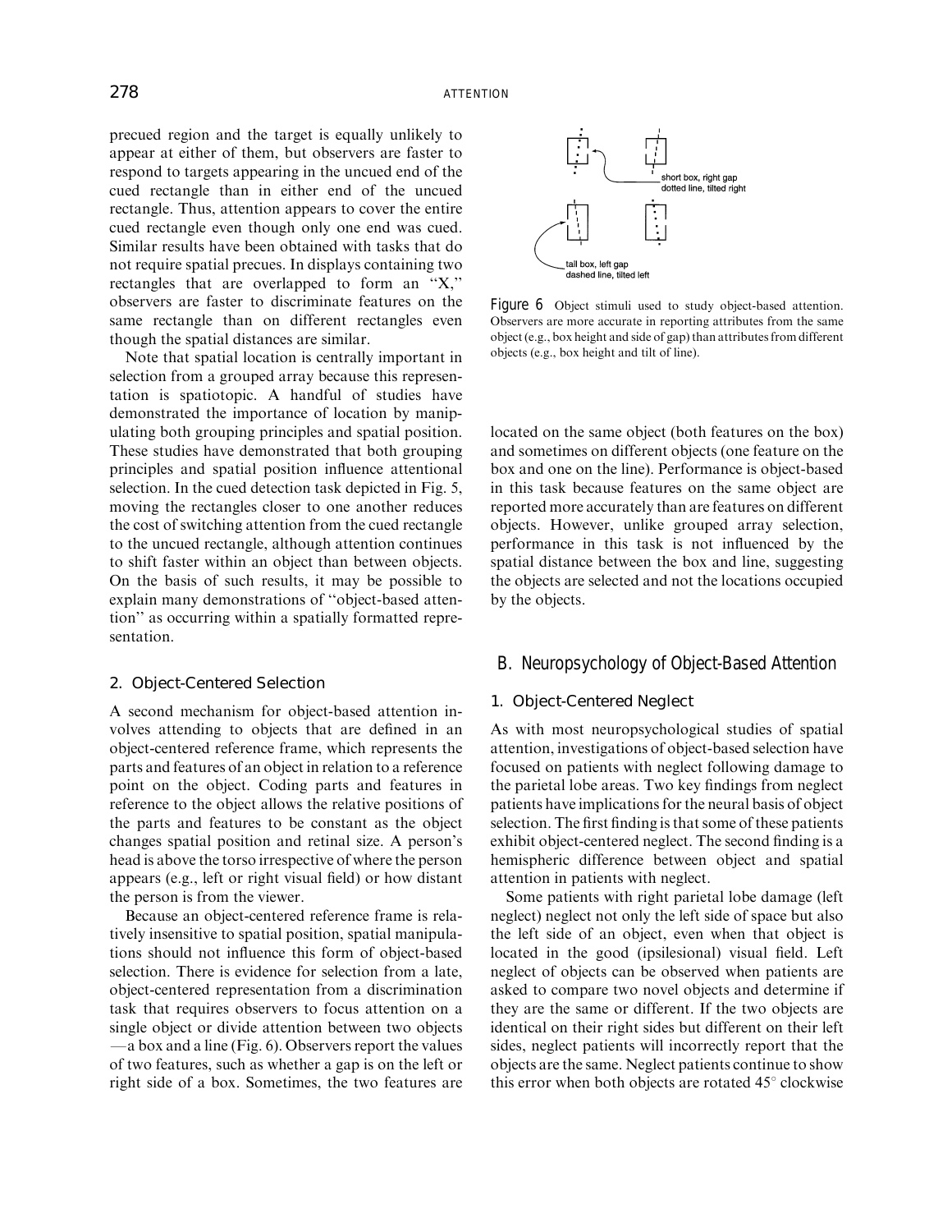precued region and the target is equally unlikely to appear at either of them, but observers are faster to respond to targets appearing in the uncued end of the cued rectangle than in either end of the uncued rectangle. Thus, attention appears to cover the entire cued rectangle even though only one end was cued. Similar results have been obtained with tasks that do not require spatial precues. In displays containing two rectangles that are overlapped to form an "X," observers are faster to discriminate features on the same rectangle than on different rectangles even though the spatial distances are similar.

Note that spatial location is centrally important in selection from a grouped array because this representation is spatiotopic. A handful of studies have demonstrated the importance of location by manipulating both grouping principles and spatial position. These studies have demonstrated that both grouping principles and spatial position influence attentional selection. In the cued detection task depicted in Fig. 5, moving the rectangles closer to one another reduces the cost of switching attention from the cued rectangle to the uncued rectangle, although attention continues to shift faster within an object than between objects. On the basis of such results, it may be possible to explain many demonstrations of "object-based attention" as occurring within a spatially formatted representation.

### 2. Object-Centered Selection

A second mechanism for object-based attention involves attending to objects that are defined in an object-centered reference frame, which represents the parts and features of an object in relation to a reference point on the object. Coding parts and features in reference to the object allows the relative positions of the parts and features to be constant as the object changes spatial position and retinal size. A person's head is above the torso irrespective of where the person appears (e.g., left or right visual field) or how distant the person is from the viewer.

Because an object-centered reference frame is relatively insensitive to spatial position, spatial manipulations should not influence this form of object-based selection. There is evidence for selection from a late, object-centered representation from a discrimination task that requires observers to focus attention on a single object or divide attention between two objects —a box and a line (Fig. 6). Observers report the values of two features, such as whether a gap is on the left or right side of a box. Sometimes, the two features are located on the same object (both features on the box) and sometimes on different objects (one feature on the box and one on the line). Performance is object-based in this task because features on the same object are reported more accurately than are features on different objects. However, unlike grouped array selection, performance in this task is not influenced by the spatial distance between the box and line, suggesting the objects are selected and not the locations occupied by the objects.

short box, right gap
dotted line, tilted right

tall box, left gap
dashed line, tilted left

Figure 6 Object stimuli used to study object-based attention. Observers are more accurate in reporting attributes from the same object (e.g., box height and side of gap) than attributes from different objects (e.g., box height and tilt of line).

## B. Neuropsychology of Object-Based Attention

### 1. Object-Centered Neglect

As with most neuropsychological studies of spatial attention, investigations of object-based selection have focused on patients with neglect following damage to the parietal lobe areas. Two key findings from neglect patients have implications for the neural basis of object selection. The first finding is that some of these patients exhibit object-centered neglect. The second finding is a hemispheric difference between object and spatial attention in patients with neglect.

Some patients with right parietal lobe damage (left neglect) neglect not only the left side of space but also the left side of an object, even when that object is located in the good (ipsilesional) visual field. Left neglect of objects can be observed when patients are asked to compare two novel objects and determine if they are the same or different. If the two objects are identical on their right sides but different on their left sides, neglect patients will incorrectly report that the objects are the same. Neglect patients continue to show this error when both objects are rotated 45° clockwise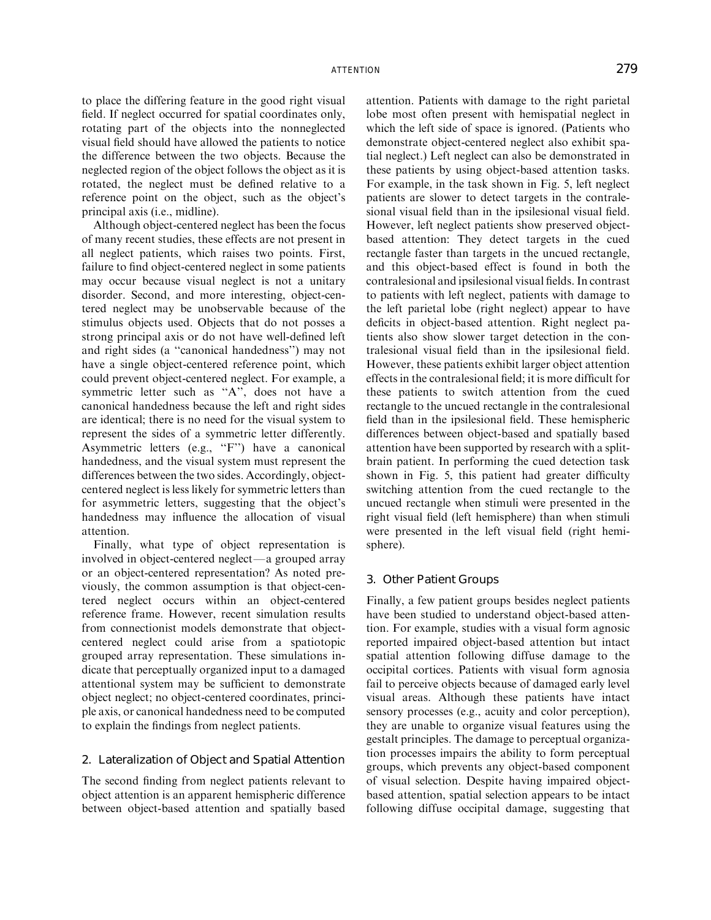to place the differing feature in the good right visual field. If neglect occurred for spatial coordinates only, rotating part of the objects into the nonneglected visual field should have allowed the patients to notice the difference between the two objects. Because the neglected region of the object follows the object as it is rotated, the neglect must be defined relative to a reference point on the object, such as the object's principal axis (i.e., midline).

Although object-centered neglect has been the focus of many recent studies, these effects are not present in all neglect patients, which raises two points. First, failure to find object-centered neglect in some patients may occur because visual neglect is not a unitary disorder. Second, and more interesting, object-centered neglect may be unobservable because of the stimulus objects used. Objects that do not posses a strong principal axis or do not have well-defined left and right sides (a ''canonical handedness'') may not have a single object-centered reference point, which could prevent object-centered neglect. For example, a symmetric letter such as ''A'', does not have a canonical handedness because the left and right sides are identical; there is no need for the visual system to represent the sides of a symmetric letter differently. Asymmetric letters (e.g., ''F'') have a canonical handedness, and the visual system must represent the differences between the two sides. Accordingly, object-centered neglect is less likely for symmetric letters than for asymmetric letters, suggesting that the object's handedness may influence the allocation of visual attention.

Finally, what type of object representation is involved in object-centered neglect—a grouped array or an object-centered representation? As noted previously, the common assumption is that object-centered neglect occurs within an object-centered reference frame. However, recent simulation results from connectionist models demonstrate that object-centered neglect could arise from a spatiotopic grouped array representation. These simulations indicate that perceptually organized input to a damaged attentional system may be sufficient to demonstrate object neglect; no object-centered coordinates, principle axis, or canonical handedness need to be computed to explain the findings from neglect patients.

## 2. Lateralization of Object and Spatial Attention

The second finding from neglect patients relevant to object attention is an apparent hemispheric difference between object-based attention and spatially based attention. Patients with damage to the right parietal lobe most often present with hemispatial neglect in which the left side of space is ignored. (Patients who demonstrate object-centered neglect also exhibit spatial neglect.) Left neglect can also be demonstrated in these patients by using object-based attention tasks. For example, in the task shown in Fig. 5, left neglect patients are slower to detect targets in the contralesional visual field than in the ipsilesional visual field. However, left neglect patients show preserved object-based attention: They detect targets in the cued rectangle faster than targets in the uncued rectangle, and this object-based effect is found in both the contralesional and ipsilesional visual fields. In contrast to patients with left neglect, patients with damage to the left parietal lobe (right neglect) appear to have deficits in object-based attention. Right neglect patients also show slower target detection in the contralesional visual field than in the ipsilesional field. However, these patients exhibit larger object attention effects in the contralesional field; it is more difficult for these patients to switch attention from the cued rectangle to the uncued rectangle in the contralesional field than in the ipsilesional field. These hemispheric differences between object-based and spatially based attention have been supported by research with a split-brain patient. In performing the cued detection task shown in Fig. 5, this patient had greater difficulty switching attention from the cued rectangle to the uncued rectangle when stimuli were presented in the right visual field (left hemisphere) than when stimuli were presented in the left visual field (right hemisphere).

## 3. Other Patient Groups

Finally, a few patient groups besides neglect patients have been studied to understand object-based attention. For example, studies with a visual form agnosic reported impaired object-based attention but intact spatial attention following diffuse damage to the occipital cortices. Patients with visual form agnosia fail to perceive objects because of damaged early level visual areas. Although these patients have intact sensory processes (e.g., acuity and color perception), they are unable to organize visual features using the gestalt principles. The damage to perceptual organization processes impairs the ability to form perceptual groups, which prevents any object-based component of visual selection. Despite having impaired object-based attention, spatial selection appears to be intact following diffuse occipital damage, suggesting that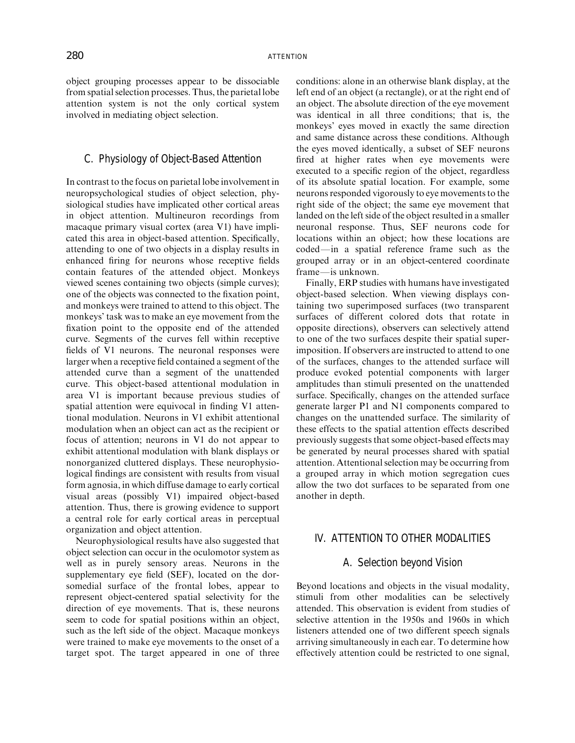object grouping processes appear to be dissociable from spatial selection processes. Thus, the parietal lobe attention system is not the only cortical system involved in mediating object selection.

### C. Physiology of Object-Based Attention

In contrast to the focus on parietal lobe involvement in neuropsychological studies of object selection, physiological studies have implicated other cortical areas in object attention. Multineuron recordings from macaque primary visual cortex (area V1) have implicated this area in object-based attention. Specifically, attending to one of two objects in a display results in enhanced firing for neurons whose receptive fields contain features of the attended object. Monkeys viewed scenes containing two objects (simple curves); one of the objects was connected to the fixation point, and monkeys were trained to attend to this object. The monkeys' task was to make an eye movement from the fixation point to the opposite end of the attended curve. Segments of the curves fell within receptive fields of V1 neurons. The neuronal responses were larger when a receptive field contained a segment of the attended curve than a segment of the unattended curve. This object-based attentional modulation in area V1 is important because previous studies of spatial attention were equivocal in finding V1 attentional modulation. Neurons in V1 exhibit attentional modulation when an object can act as the recipient or focus of attention; neurons in V1 do not appear to exhibit attentional modulation with blank displays or nonorganized cluttered displays. These neurophysiological findings are consistent with results from visual form agnosia, in which diffuse damage to early cortical visual areas (possibly V1) impaired object-based attention. Thus, there is growing evidence to support a central role for early cortical areas in perceptual organization and object attention.

Neurophysiological results have also suggested that object selection can occur in the oculomotor system as well as in purely sensory areas. Neurons in the supplementary eye field (SEF), located on the dorsomedial surface of the frontal lobes, appear to represent object-centered spatial selectivity for the direction of eye movements. That is, these neurons seem to code for spatial positions within an object, such as the left side of the object. Macaque monkeys were trained to make eye movements to the onset of a target spot. The target appeared in one of three conditions: alone in an otherwise blank display, at the left end of an object (a rectangle), or at the right end of an object. The absolute direction of the eye movement was identical in all three conditions; that is, the monkeys' eyes moved in exactly the same direction and same distance across these conditions. Although the eyes moved identically, a subset of SEF neurons fired at higher rates when eye movements were executed to a specific region of the object, regardless of its absolute spatial location. For example, some neurons responded vigorously to eye movements to the right side of the object; the same eye movement that landed on the left side of the object resulted in a smaller neuronal response. Thus, SEF neurons code for locations within an object; how these locations are coded—in a spatial reference frame such as the grouped array or in an object-centered coordinate frame—is unknown.

Finally, ERP studies with humans have investigated object-based selection. When viewing displays containing two superimposed surfaces (two transparent surfaces of different colored dots that rotate in opposite directions), observers can selectively attend to one of the two surfaces despite their spatial superimposition. If observers are instructed to attend to one of the surfaces, changes to the attended surface will produce evoked potential components with larger amplitudes than stimuli presented on the unattended surface. Specifically, changes on the attended surface generate larger P1 and N1 components compared to changes on the unattended surface. The similarity of these effects to the spatial attention effects described previously suggests that some object-based effects may be generated by neural processes shared with spatial attention. Attentional selection may be occurring from a grouped array in which motion segregation cues allow the two dot surfaces to be separated from one another in depth.

## IV. ATTENTION TO OTHER MODALITIES

### A. Selection beyond Vision

Beyond locations and objects in the visual modality, stimuli from other modalities can be selectively attended. This observation is evident from studies of selective attention in the 1950s and 1960s in which listeners attended one of two different speech signals arriving simultaneously in each ear. To determine how effectively attention could be restricted to one signal,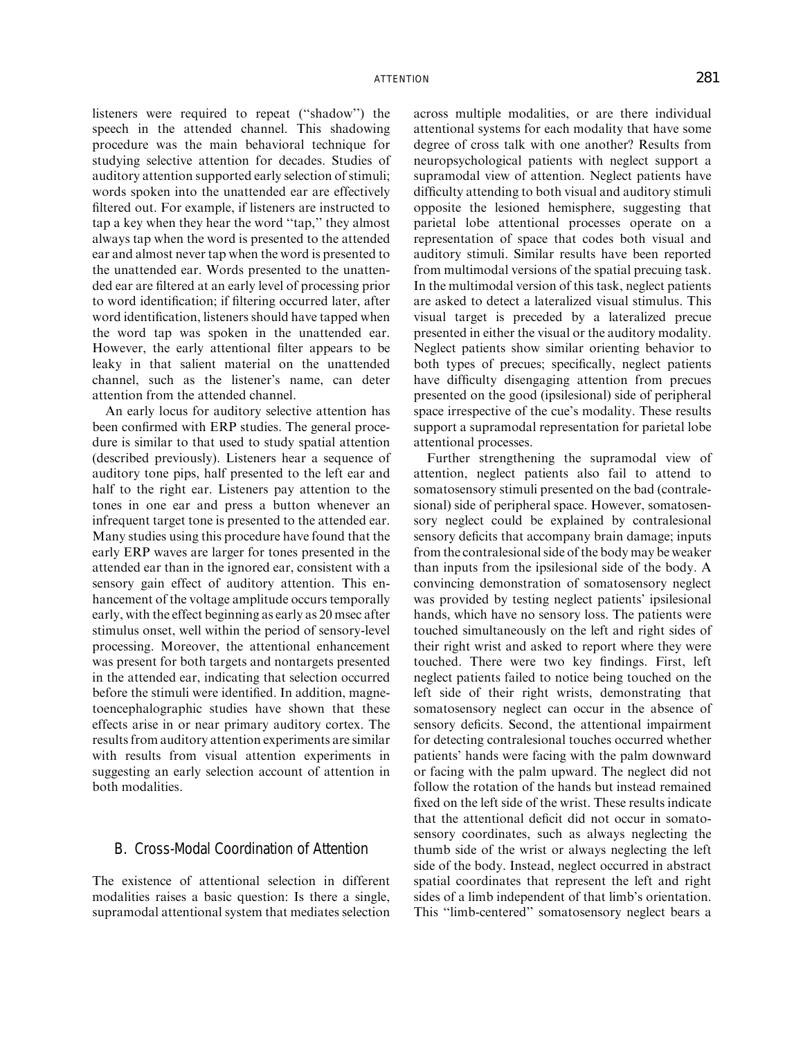listeners were required to repeat ("shadow") the speech in the attended channel. This shadowing procedure was the main behavioral technique for studying selective attention for decades. Studies of auditory attention supported early selection of stimuli; words spoken into the unattended ear are effectively filtered out. For example, if listeners are instructed to tap a key when they hear the word "tap," they almost always tap when the word is presented to the attended ear and almost never tap when the word is presented to the unattended ear. Words presented to the unattended ear are filtered at an early level of processing prior to word identification; if filtering occurred later, after word identification, listeners should have tapped when the word tap was spoken in the unattended ear. However, the early attentional filter appears to be leaky in that salient material on the unattended channel, such as the listener's name, can deter attention from the attended channel.

An early locus for auditory selective attention has been confirmed with ERP studies. The general procedure is similar to that used to study spatial attention (described previously). Listeners hear a sequence of auditory tone pips, half presented to the left ear and half to the right ear. Listeners pay attention to the tones in one ear and press a button whenever an infrequent target tone is presented to the attended ear. Many studies using this procedure have found that the early ERP waves are larger for tones presented in the attended ear than in the ignored ear, consistent with a sensory gain effect of auditory attention. This enhancement of the voltage amplitude occurs temporally early, with the effect beginning as early as 20 msec after stimulus onset, well within the period of sensory-level processing. Moreover, the attentional enhancement was present for both targets and nontargets presented in the attended ear, indicating that selection occurred before the stimuli were identified. In addition, magnetoencephalographic studies have shown that these effects arise in or near primary auditory cortex. The results from auditory attention experiments are similar with results from visual attention experiments in suggesting an early selection account of attention in both modalities.

## B. Cross-Modal Coordination of Attention

The existence of attentional selection in different modalities raises a basic question: Is there a single, supramodal attentional system that mediates selection across multiple modalities, or are there individual attentional systems for each modality that have some degree of cross talk with one another? Results from neuropsychological patients with neglect support a supramodal view of attention. Neglect patients have difficulty attending to both visual and auditory stimuli opposite the lesioned hemisphere, suggesting that parietal lobe attentional processes operate on a representation of space that codes both visual and auditory stimuli. Similar results have been reported from multimodal versions of the spatial precuing task. In the multimodal version of this task, neglect patients are asked to detect a lateralized visual stimulus. This visual target is preceded by a lateralized precue presented in either the visual or the auditory modality. Neglect patients show similar orienting behavior to both types of precues; specifically, neglect patients have difficulty disengaging attention from precues presented on the good (ipsilesional) side of peripheral space irrespective of the cue's modality. These results support a supramodal representation for parietal lobe attentional processes.

Further strengthening the supramodal view of attention, neglect patients also fail to attend to somatosensory stimuli presented on the bad (contralesional) side of peripheral space. However, somatosensory neglect could be explained by contralesional sensory deficits that accompany brain damage; inputs from the contralesional side of the body may be weaker than inputs from the ipsilesional side of the body. A convincing demonstration of somatosensory neglect was provided by testing neglect patients' ipsilesional hands, which have no sensory loss. The patients were touched simultaneously on the left and right sides of their right wrist and asked to report where they were touched. There were two key findings. First, left neglect patients failed to notice being touched on the left side of their right wrists, demonstrating that somatosensory neglect can occur in the absence of sensory deficits. Second, the attentional impairment for detecting contralesional touches occurred whether patients' hands were facing with the palm downward or facing with the palm upward. The neglect did not follow the rotation of the hands but instead remained fixed on the left side of the wrist. These results indicate that the attentional deficit did not occur in somatosensory coordinates, such as always neglecting the thumb side of the wrist or always neglecting the left side of the body. Instead, neglect occurred in abstract spatial coordinates that represent the left and right sides of a limb independent of that limb's orientation. This "limb-centered" somatosensory neglect bears a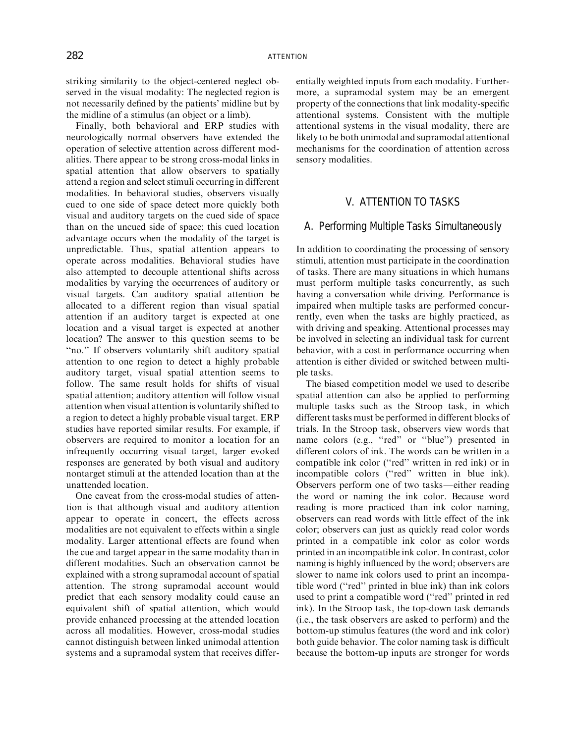striking similarity to the object-centered neglect observed in the visual modality: The neglected region is not necessarily defined by the patients' midline but by the midline of a stimulus (an object or a limb).

Finally, both behavioral and ERP studies with neurologically normal observers have extended the operation of selective attention across different modalities. There appear to be strong cross-modal links in spatial attention that allow observers to spatially attend a region and select stimuli occurring in different modalities. In behavioral studies, observers visually cued to one side of space detect more quickly both visual and auditory targets on the cued side of space than on the uncued side of space; this cued location advantage occurs when the modality of the target is unpredictable. Thus, spatial attention appears to operate across modalities. Behavioral studies have also attempted to decouple attentional shifts across modalities by varying the occurrences of auditory or visual targets. Can auditory spatial attention be allocated to a different region than visual spatial attention if an auditory target is expected at one location and a visual target is expected at another location? The answer to this question seems to be "no." If observers voluntarily shift auditory spatial attention to one region to detect a highly probable auditory target, visual spatial attention seems to follow. The same result holds for shifts of visual spatial attention; auditory attention will follow visual attention when visual attention is voluntarily shifted to a region to detect a highly probable visual target. ERP studies have reported similar results. For example, if observers are required to monitor a location for an infrequently occurring visual target, larger evoked responses are generated by both visual and auditory nontarget stimuli at the attended location than at the unattended location.

One caveat from the cross-modal studies of attention is that although visual and auditory attention appear to operate in concert, the effects across modalities are not equivalent to effects within a single modality. Larger attentional effects are found when the cue and target appear in the same modality than in different modalities. Such an observation cannot be explained with a strong supramodal account of spatial attention. The strong supramodal account would predict that each sensory modality could cause an equivalent shift of spatial attention, which would provide enhanced processing at the attended location across all modalities. However, cross-modal studies cannot distinguish between linked unimodal attention systems and a supramodal system that receives differentially weighted inputs from each modality. Furthermore, a supramodal system may be an emergent property of the connections that link modality-specific attentional systems. Consistent with the multiple attentional systems in the visual modality, there are likely to be both unimodal and supramodal attentional mechanisms for the coordination of attention across sensory modalities.

## V. ATTENTION TO TASKS

### A. Performing Multiple Tasks Simultaneously

In addition to coordinating the processing of sensory stimuli, attention must participate in the coordination of tasks. There are many situations in which humans must perform multiple tasks concurrently, as such having a conversation while driving. Performance is impaired when multiple tasks are performed concurrently, even when the tasks are highly practiced, as with driving and speaking. Attentional processes may be involved in selecting an individual task for current behavior, with a cost in performance occurring when attention is either divided or switched between multiple tasks.

The biased competition model we used to describe spatial attention can also be applied to performing multiple tasks such as the Stroop task, in which different tasks must be performed in different blocks of trials. In the Stroop task, observers view words that name colors (e.g., "red" or "blue") presented in different colors of ink. The words can be written in a compatible ink color ("red" written in red ink) or in incompatible colors ("red" written in blue ink). Observers perform one of two tasks—either reading the word or naming the ink color. Because word reading is more practiced than ink color naming, observers can read words with little effect of the ink color; observers can just as quickly read color words printed in a compatible ink color as color words printed in an incompatible ink color. In contrast, color naming is highly influenced by the word; observers are slower to name ink colors used to print an incompatible word ("red" printed in blue ink) than ink colors used to print a compatible word ("red" printed in red ink). In the Stroop task, the top-down task demands (i.e., the task observers are asked to perform) and the bottom-up stimulus features (the word and ink color) both guide behavior. The color naming task is difficult because the bottom-up inputs are stronger for words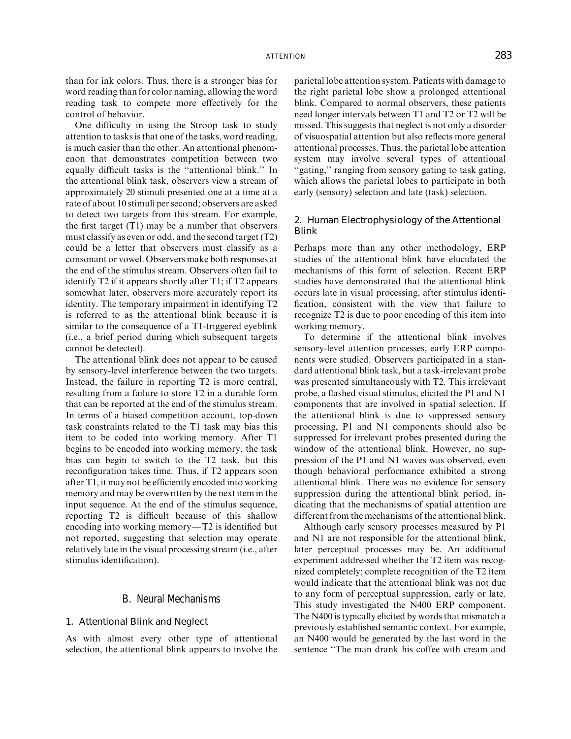than for ink colors. Thus, there is a stronger bias for word reading than for color naming, allowing the word reading task to compete more effectively for the control of behavior.

One difficulty in using the Stroop task to study attention to tasks is that one of the tasks, word reading, is much easier than the other. An attentional phenomenon that demonstrates competition between two equally difficult tasks is the "attentional blink." In the attentional blink task, observers view a stream of approximately 20 stimuli presented one at a time at a rate of about 10 stimuli per second; observers are asked to detect two targets from this stream. For example, the first target (T1) may be a number that observers must classify as even or odd, and the second target (T2) could be a letter that observers must classify as a consonant or vowel. Observers make both responses at the end of the stimulus stream. Observers often fail to identify T2 if it appears shortly after T1; if T2 appears somewhat later, observers more accurately report its identity. The temporary impairment in identifying T2 is referred to as the attentional blink because it is similar to the consequence of a T1-triggered eyeblink (i.e., a brief period during which subsequent targets cannot be detected).

The attentional blink does not appear to be caused by sensory-level interference between the two targets. Instead, the failure in reporting T2 is more central, resulting from a failure to store T2 in a durable form that can be reported at the end of the stimulus stream. In terms of a biased competition account, top-down task constraints related to the T1 task may bias this item to be coded into working memory. After T1 begins to be encoded into working memory, the task bias can begin to switch to the T2 task, but this reconfiguration takes time. Thus, if T2 appears soon after T1, it may not be efficiently encoded into working memory and may be overwritten by the next item in the input sequence. At the end of the stimulus sequence, reporting T2 is difficult because of this shallow encoding into working memory—T2 is identified but not reported, suggesting that selection may operate relatively late in the visual processing stream (i.e., after stimulus identification).

## B. Neural Mechanisms

### 1. Attentional Blink and Neglect

As with almost every other type of attentional selection, the attentional blink appears to involve the parietal lobe attention system. Patients with damage to the right parietal lobe show a prolonged attentional blink. Compared to normal observers, these patients need longer intervals between T1 and T2 or T2 will be missed. This suggests that neglect is not only a disorder of visuospatial attention but also reflects more general attentional processes. Thus, the parietal lobe attention system may involve several types of attentional "gating," ranging from sensory gating to task gating, which allows the parietal lobes to participate in both early (sensory) selection and late (task) selection.

### 2. Human Electrophysiology of the Attentional Blink

Perhaps more than any other methodology, ERP studies of the attentional blink have elucidated the mechanisms of this form of selection. Recent ERP studies have demonstrated that the attentional blink occurs late in visual processing, after stimulus identification, consistent with the view that failure to recognize T2 is due to poor encoding of this item into working memory.

To determine if the attentional blink involves sensory-level attention processes, early ERP components were studied. Observers participated in a standard attentional blink task, but a task-irrelevant probe was presented simultaneously with T2. This irrelevant probe, a flashed visual stimulus, elicited the P1 and N1 components that are involved in spatial selection. If the attentional blink is due to suppressed sensory processing, P1 and N1 components should also be suppressed for irrelevant probes presented during the window of the attentional blink. However, no suppression of the P1 and N1 waves was observed, even though behavioral performance exhibited a strong attentional blink. There was no evidence for sensory suppression during the attentional blink period, indicating that the mechanisms of spatial attention are different from the mechanisms of the attentional blink.

Although early sensory processes measured by P1 and N1 are not responsible for the attentional blink, later perceptual processes may be. An additional experiment addressed whether the T2 item was recognized completely; complete recognition of the T2 item would indicate that the attentional blink was not due to any form of perceptual suppression, early or late. This study investigated the N400 ERP component. The N400 is typically elicited by words that mismatch a previously established semantic context. For example, an N400 would be generated by the last word in the sentence "The man drank his coffee with cream and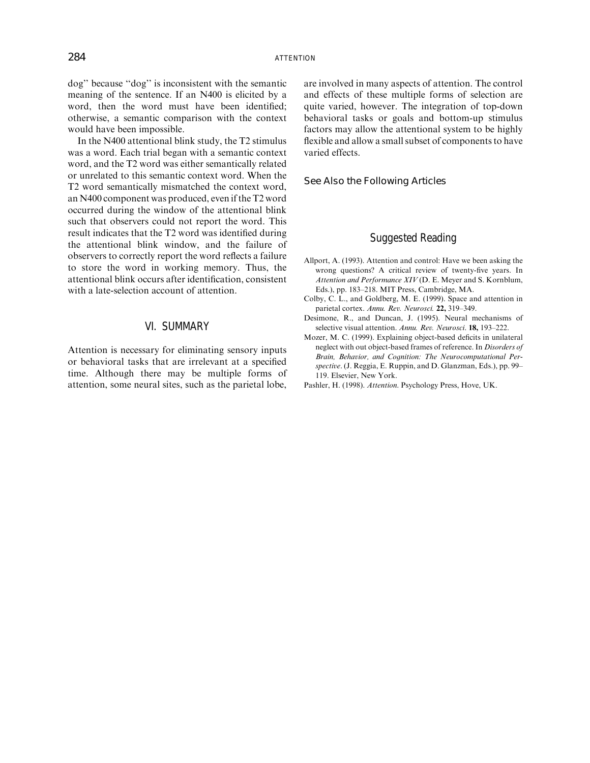dog" because "dog" is inconsistent with the semantic meaning of the sentence. If an N400 is elicited by a word, then the word must have been identified; otherwise, a semantic comparison with the context would have been impossible.

In the N400 attentional blink study, the T2 stimulus was a word. Each trial began with a semantic context word, and the T2 word was either semantically related or unrelated to this semantic context word. When the T2 word semantically mismatched the context word, an N400 component was produced, even if the T2 word occurred during the window of the attentional blink such that observers could not report the word. This result indicates that the T2 word was identified during the attentional blink window, and the failure of observers to correctly report the word reflects a failure to store the word in working memory. Thus, the attentional blink occurs after identification, consistent with a late-selection account of attention.

## VI. SUMMARY

Attention is necessary for eliminating sensory inputs or behavioral tasks that are irrelevant at a specified time. Although there may be multiple forms of attention, some neural sites, such as the parietal lobe, are involved in many aspects of attention. The control and effects of these multiple forms of selection are quite varied, however. The integration of top-down behavioral tasks or goals and bottom-up stimulus factors may allow the attentional system to be highly flexible and allow a small subset of components to have varied effects.

### See Also the Following Articles

## Suggested Reading

Allport, A. (1993). Attention and control: Have we been asking the wrong questions? A critical review of twenty-five years. In *Attention and Performance XIV* (D. E. Meyer and S. Kornblum, Eds.), pp. 183–218. MIT Press, Cambridge, MA.

Colby, C. L., and Goldberg, M. E. (1999). Space and attention in parietal cortex. *Annu. Rev. Neurosci.* **22,** 319–349.

Desimone, R., and Duncan, J. (1995). Neural mechanisms of selective visual attention. *Annu. Rev. Neurosci.* **18,** 193–222.

Mozer, M. C. (1999). Explaining object-based deficits in unilateral neglect with out object-based frames of reference. In *Disorders of Brain, Behavior, and Cognition: The Neurocomputational Perspective*. (J. Reggia, E. Ruppin, and D. Glanzman, Eds.), pp. 99–119. Elsevier, New York.

Pashler, H. (1998). *Attention*. Psychology Press, Hove, UK.